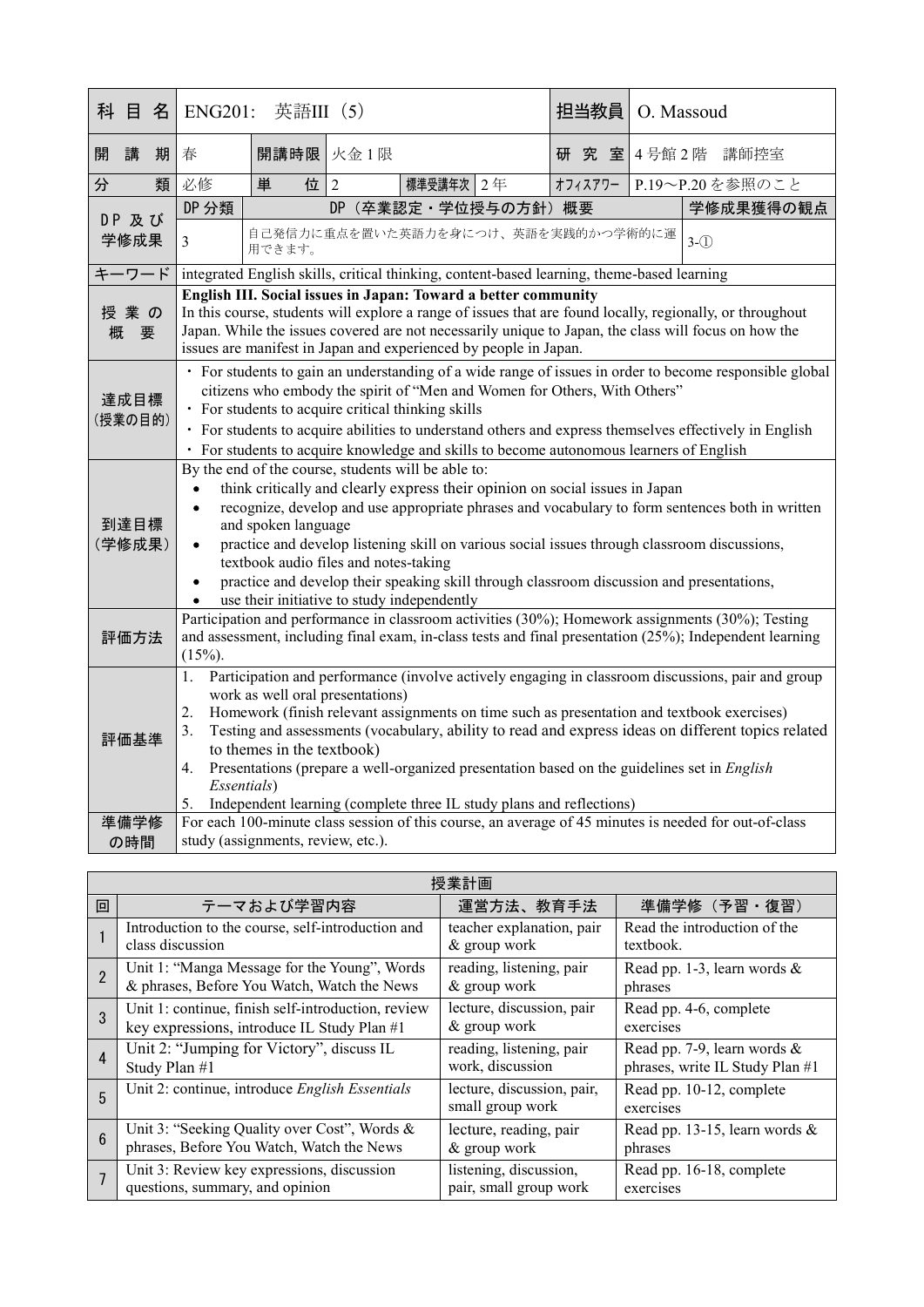| 科目名 | ENG201: 英語III (5) | | | | | 担当教員 | O. Massoud | |
|---|---|---|---|---|---|---|---|---|
| 開講期 | 春 | 開講時限 | 火金1限 | | | 研究室 | 4号館2階 講師控室 | |
| 分類 | 必修 | 単位 | 2 | 標準受講年次 | 2年 | ｵﾌｨｽｱﾜｰ | P.19～P.20を参照のこと | |
| DP及び学修成果 | DP分類 | DP（卒業認定・学位授与の方針）概要 | | | | | | 学修成果獲得の観点 |
| | 3 | 自己発信力に重点を置いた英語力を身につけ、英語を実践的かつ学術的に運用できます。 | | | | | | 3-① |
| キーワード | integrated English skills, critical thinking, content-based learning, theme-based learning | | | | | | | |
| 授業の概要 | **English III. Social issues in Japan: Toward a better community**<br>In this course, students will explore a range of issues that are found locally, regionally, or throughout Japan. While the issues covered are not necessarily unique to Japan, the class will focus on how the issues are manifest in Japan and experienced by people in Japan. | | | | | | | |
| 達成目標（授業の目的） | ・ For students to gain an understanding of a wide range of issues in order to become responsible global citizens who embody the spirit of "Men and Women for Others, With Others"<br>・ For students to acquire critical thinking skills<br>・ For students to acquire abilities to understand others and express themselves effectively in English<br>・ For students to acquire knowledge and skills to become autonomous learners of English | | | | | | | |
| 到達目標（学修成果） | By the end of the course, students will be able to:<br>• think critically and clearly express their opinion on social issues in Japan<br>• recognize, develop and use appropriate phrases and vocabulary to form sentences both in written and spoken language<br>• practice and develop listening skill on various social issues through classroom discussions, textbook audio files and notes-taking<br>• practice and develop their speaking skill through classroom discussion and presentations,<br>• use their initiative to study independently | | | | | | | |
| 評価方法 | Participation and performance in classroom activities (30%); Homework assignments (30%); Testing and assessment, including final exam, in-class tests and final presentation (25%); Independent learning (15%). | | | | | | | |
| 評価基準 | 1. Participation and performance (involve actively engaging in classroom discussions, pair and group work as well oral presentations)<br>2. Homework (finish relevant assignments on time such as presentation and textbook exercises)<br>3. Testing and assessments (vocabulary, ability to read and express ideas on different topics related to themes in the textbook)<br>4. Presentations (prepare a well-organized presentation based on the guidelines set in *English Essentials*)<br>5. Independent learning (complete three IL study plans and reflections) | | | | | | | |
| 準備学修の時間 | For each 100-minute class session of this course, an average of 45 minutes is needed for out-of-class study (assignments, review, etc.). | | | | | | | |

| 授業計画 | | | |
|---|---|---|---|
| 回 | テーマおよび学習内容 | 運営方法、教育手法 | 準備学修（予習・復習） |
| 1 | Introduction to the course, self-introduction and class discussion | teacher explanation, pair & group work | Read the introduction of the textbook. |
| 2 | Unit 1: "Manga Message for the Young", Words & phrases, Before You Watch, Watch the News | reading, listening, pair & group work | Read pp. 1-3, learn words & phrases |
| 3 | Unit 1: continue, finish self-introduction, review key expressions, introduce IL Study Plan #1 | lecture, discussion, pair & group work | Read pp. 4-6, complete exercises |
| 4 | Unit 2: "Jumping for Victory", discuss IL Study Plan #1 | reading, listening, pair work, discussion | Read pp. 7-9, learn words & phrases, write IL Study Plan #1 |
| 5 | Unit 2: continue, introduce *English Essentials* | lecture, discussion, pair, small group work | Read pp. 10-12, complete exercises |
| 6 | Unit 3: "Seeking Quality over Cost", Words & phrases, Before You Watch, Watch the News | lecture, reading, pair & group work | Read pp. 13-15, learn words & phrases |
| 7 | Unit 3: Review key expressions, discussion questions, summary, and opinion | listening, discussion, pair, small group work | Read pp. 16-18, complete exercises |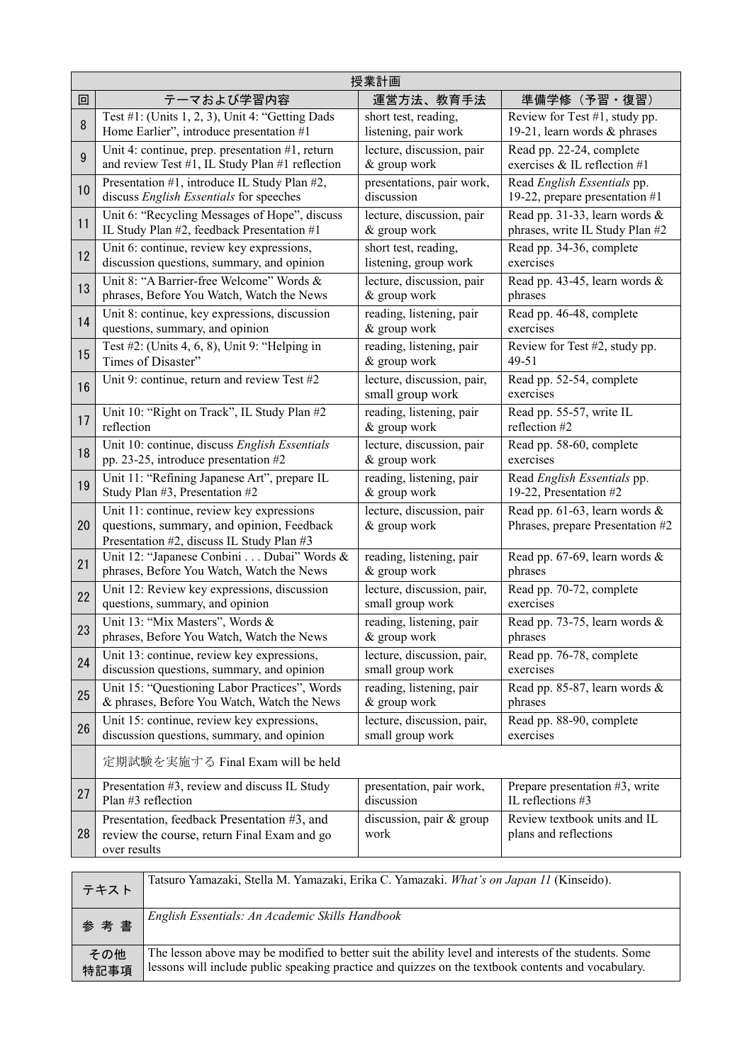| 授業計画 | | | |
|---|---|---|---|
| 回 | テーマおよび学習内容 | 運営方法、教育手法 | 準備学修（予習・復習） |
| 8 | Test #1: (Units 1, 2, 3), Unit 4: "Getting Dads Home Earlier", introduce presentation #1 | short test, reading, listening, pair work | Review for Test #1, study pp. 19-21, learn words & phrases |
| 9 | Unit 4: continue, prep. presentation #1, return and review Test #1, IL Study Plan #1 reflection | lecture, discussion, pair & group work | Read pp. 22-24, complete exercises & IL reflection #1 |
| 10 | Presentation #1, introduce IL Study Plan #2, discuss *English Essentials* for speeches | presentations, pair work, discussion | Read *English Essentials* pp. 19-22, prepare presentation #1 |
| 11 | Unit 6: "Recycling Messages of Hope", discuss IL Study Plan #2, feedback Presentation #1 | lecture, discussion, pair & group work | Read pp. 31-33, learn words & phrases, write IL Study Plan #2 |
| 12 | Unit 6: continue, review key expressions, discussion questions, summary, and opinion | short test, reading, listening, group work | Read pp. 34-36, complete exercises |
| 13 | Unit 8: "A Barrier-free Welcome" Words & phrases, Before You Watch, Watch the News | lecture, discussion, pair & group work | Read pp. 43-45, learn words & phrases |
| 14 | Unit 8: continue, key expressions, discussion questions, summary, and opinion | reading, listening, pair & group work | Read pp. 46-48, complete exercises |
| 15 | Test #2: (Units 4, 6, 8), Unit 9: "Helping in Times of Disaster" | reading, listening, pair & group work | Review for Test #2, study pp. 49-51 |
| 16 | Unit 9: continue, return and review Test #2 | lecture, discussion, pair, small group work | Read pp. 52-54, complete exercises |
| 17 | Unit 10: "Right on Track", IL Study Plan #2 reflection | reading, listening, pair & group work | Read pp. 55-57, write IL reflection #2 |
| 18 | Unit 10: continue, discuss *English Essentials* pp. 23-25, introduce presentation #2 | lecture, discussion, pair & group work | Read pp. 58-60, complete exercises |
| 19 | Unit 11: "Refining Japanese Art", prepare IL Study Plan #3, Presentation #2 | reading, listening, pair & group work | Read *English Essentials* pp. 19-22, Presentation #2 |
| 20 | Unit 11: continue, review key expressions questions, summary, and opinion, Feedback Presentation #2, discuss IL Study Plan #3 | lecture, discussion, pair & group work | Read pp. 61-63, learn words & Phrases, prepare Presentation #2 |
| 21 | Unit 12: "Japanese Conbini . . . Dubai" Words & phrases, Before You Watch, Watch the News | reading, listening, pair & group work | Read pp. 67-69, learn words & phrases |
| 22 | Unit 12: Review key expressions, discussion questions, summary, and opinion | lecture, discussion, pair, small group work | Read pp. 70-72, complete exercises |
| 23 | Unit 13: "Mix Masters", Words & phrases, Before You Watch, Watch the News | reading, listening, pair & group work | Read pp. 73-75, learn words & phrases |
| 24 | Unit 13: continue, review key expressions, discussion questions, summary, and opinion | lecture, discussion, pair, small group work | Read pp. 76-78, complete exercises |
| 25 | Unit 15: "Questioning Labor Practices", Words & phrases, Before You Watch, Watch the News | reading, listening, pair & group work | Read pp. 85-87, learn words & phrases |
| 26 | Unit 15: continue, review key expressions, discussion questions, summary, and opinion | lecture, discussion, pair, small group work | Read pp. 88-90, complete exercises |
| | 定期試験を実施する Final Exam will be held | | |
| 27 | Presentation #3, review and discuss IL Study Plan #3 reflection | presentation, pair work, discussion | Prepare presentation #3, write IL reflections #3 |
| 28 | Presentation, feedback Presentation #3, and review the course, return Final Exam and go over results | discussion, pair & group work | Review textbook units and IL plans and reflections |

| | |
|---|---|
| テキスト | Tatsuro Yamazaki, Stella M. Yamazaki, Erika C. Yamazaki. *What's on Japan 11* (Kinseido). |
| 参考書 | *English Essentials: An Academic Skills Handbook* |
| その他特記事項 | The lesson above may be modified to better suit the ability level and interests of the students. Some lessons will include public speaking practice and quizzes on the textbook contents and vocabulary. |